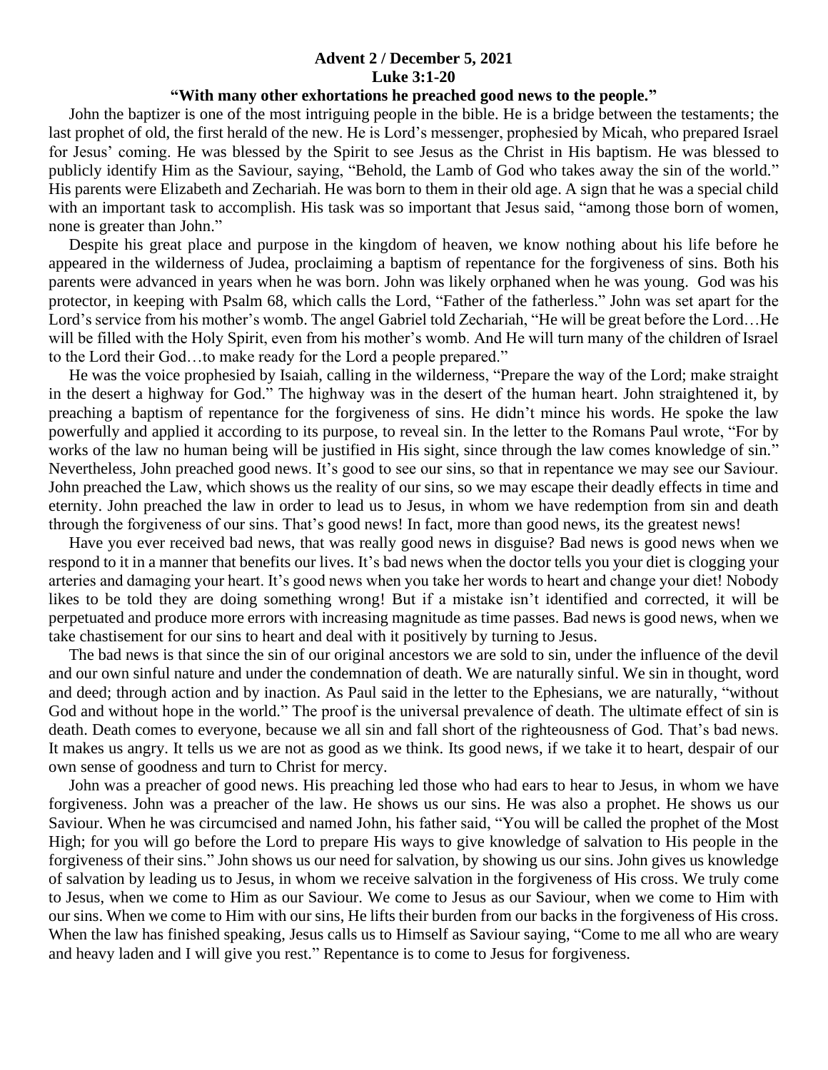**Advent 2 / December 5, 2021**

**Luke 3:1-20**

**"With many other exhortations he preached good news to the people."**

John the baptizer is one of the most intriguing people in the bible. He is a bridge between the testaments; the last prophet of old, the first herald of the new. He is Lord's messenger, prophesied by Micah, who prepared Israel for Jesus' coming. He was blessed by the Spirit to see Jesus as the Christ in His baptism. He was blessed to publicly identify Him as the Saviour, saying, "Behold, the Lamb of God who takes away the sin of the world." His parents were Elizabeth and Zechariah. He was born to them in their old age. A sign that he was a special child with an important task to accomplish. His task was so important that Jesus said, "among those born of women, none is greater than John."

Despite his great place and purpose in the kingdom of heaven, we know nothing about his life before he appeared in the wilderness of Judea, proclaiming a baptism of repentance for the forgiveness of sins. Both his parents were advanced in years when he was born. John was likely orphaned when he was young. God was his protector, in keeping with Psalm 68, which calls the Lord, "Father of the fatherless." John was set apart for the Lord's service from his mother's womb. The angel Gabriel told Zechariah, "He will be great before the Lord…He will be filled with the Holy Spirit, even from his mother's womb. And He will turn many of the children of Israel to the Lord their God…to make ready for the Lord a people prepared."

He was the voice prophesied by Isaiah, calling in the wilderness, "Prepare the way of the Lord; make straight in the desert a highway for God." The highway was in the desert of the human heart. John straightened it, by preaching a baptism of repentance for the forgiveness of sins. He didn't mince his words. He spoke the law powerfully and applied it according to its purpose, to reveal sin. In the letter to the Romans Paul wrote, "For by works of the law no human being will be justified in His sight, since through the law comes knowledge of sin." Nevertheless, John preached good news. It's good to see our sins, so that in repentance we may see our Saviour. John preached the Law, which shows us the reality of our sins, so we may escape their deadly effects in time and eternity. John preached the law in order to lead us to Jesus, in whom we have redemption from sin and death through the forgiveness of our sins. That's good news! In fact, more than good news, its the greatest news!

Have you ever received bad news, that was really good news in disguise? Bad news is good news when we respond to it in a manner that benefits our lives. It's bad news when the doctor tells you your diet is clogging your arteries and damaging your heart. It's good news when you take her words to heart and change your diet! Nobody likes to be told they are doing something wrong! But if a mistake isn't identified and corrected, it will be perpetuated and produce more errors with increasing magnitude as time passes. Bad news is good news, when we take chastisement for our sins to heart and deal with it positively by turning to Jesus.

The bad news is that since the sin of our original ancestors we are sold to sin, under the influence of the devil and our own sinful nature and under the condemnation of death. We are naturally sinful. We sin in thought, word and deed; through action and by inaction. As Paul said in the letter to the Ephesians, we are naturally, "without God and without hope in the world." The proof is the universal prevalence of death. The ultimate effect of sin is death. Death comes to everyone, because we all sin and fall short of the righteousness of God. That's bad news. It makes us angry. It tells us we are not as good as we think. Its good news, if we take it to heart, despair of our own sense of goodness and turn to Christ for mercy.

John was a preacher of good news. His preaching led those who had ears to hear to Jesus, in whom we have forgiveness. John was a preacher of the law. He shows us our sins. He was also a prophet. He shows us our Saviour. When he was circumcised and named John, his father said, "You will be called the prophet of the Most High; for you will go before the Lord to prepare His ways to give knowledge of salvation to His people in the forgiveness of their sins." John shows us our need for salvation, by showing us our sins. John gives us knowledge of salvation by leading us to Jesus, in whom we receive salvation in the forgiveness of His cross. We truly come to Jesus, when we come to Him as our Saviour. We come to Jesus as our Saviour, when we come to Him with our sins. When we come to Him with our sins, He lifts their burden from our backs in the forgiveness of His cross. When the law has finished speaking, Jesus calls us to Himself as Saviour saying, "Come to me all who are weary and heavy laden and I will give you rest." Repentance is to come to Jesus for forgiveness.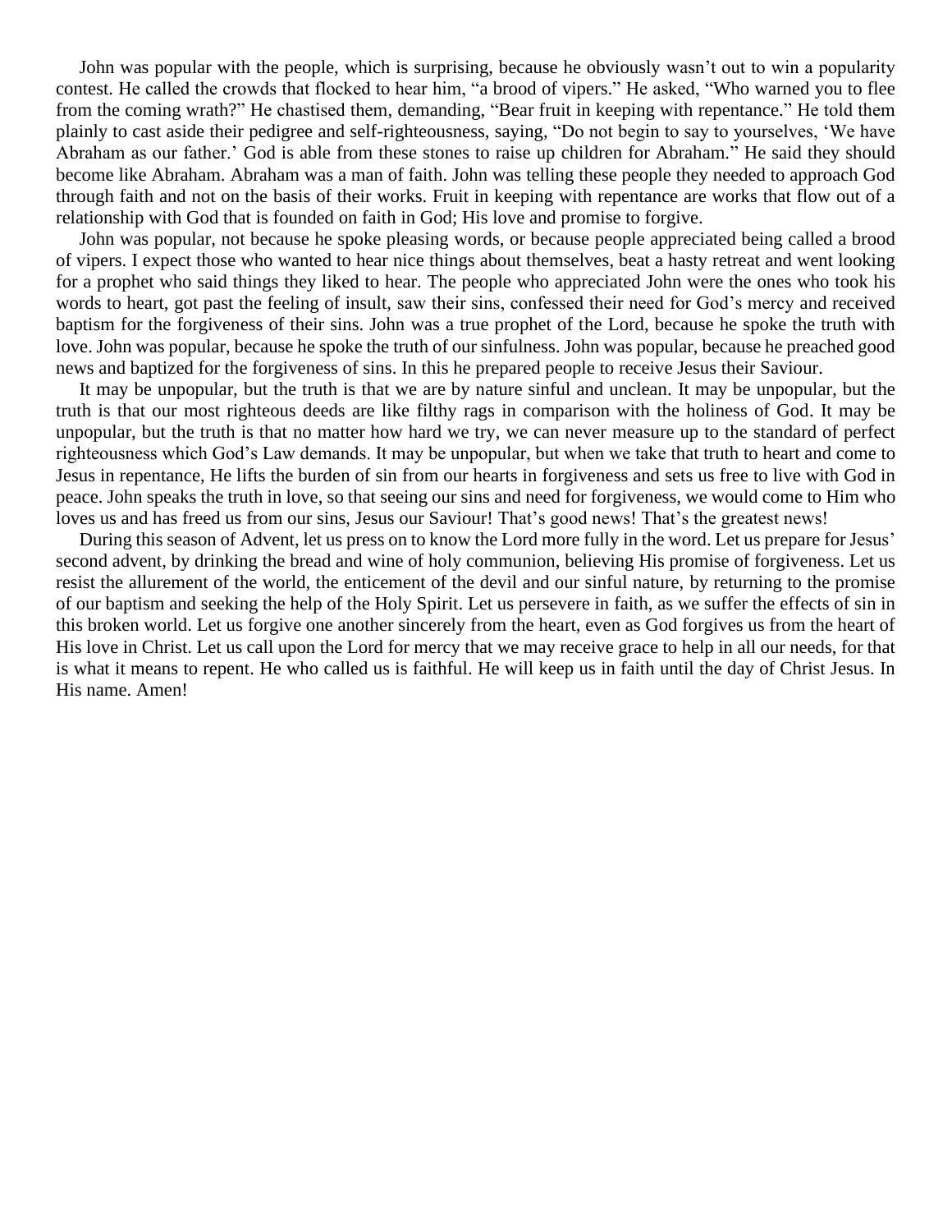John was popular with the people, which is surprising, because he obviously wasn't out to win a popularity contest. He called the crowds that flocked to hear him, "a brood of vipers." He asked, "Who warned you to flee from the coming wrath?" He chastised them, demanding, "Bear fruit in keeping with repentance." He told them plainly to cast aside their pedigree and self-righteousness, saying, "Do not begin to say to yourselves, 'We have Abraham as our father.' God is able from these stones to raise up children for Abraham." He said they should become like Abraham. Abraham was a man of faith. John was telling these people they needed to approach God through faith and not on the basis of their works. Fruit in keeping with repentance are works that flow out of a relationship with God that is founded on faith in God; His love and promise to forgive.

John was popular, not because he spoke pleasing words, or because people appreciated being called a brood of vipers. I expect those who wanted to hear nice things about themselves, beat a hasty retreat and went looking for a prophet who said things they liked to hear. The people who appreciated John were the ones who took his words to heart, got past the feeling of insult, saw their sins, confessed their need for God's mercy and received baptism for the forgiveness of their sins. John was a true prophet of the Lord, because he spoke the truth with love. John was popular, because he spoke the truth of our sinfulness. John was popular, because he preached good news and baptized for the forgiveness of sins. In this he prepared people to receive Jesus their Saviour.

It may be unpopular, but the truth is that we are by nature sinful and unclean. It may be unpopular, but the truth is that our most righteous deeds are like filthy rags in comparison with the holiness of God. It may be unpopular, but the truth is that no matter how hard we try, we can never measure up to the standard of perfect righteousness which God's Law demands. It may be unpopular, but when we take that truth to heart and come to Jesus in repentance, He lifts the burden of sin from our hearts in forgiveness and sets us free to live with God in peace. John speaks the truth in love, so that seeing our sins and need for forgiveness, we would come to Him who loves us and has freed us from our sins, Jesus our Saviour! That's good news! That's the greatest news!

During this season of Advent, let us press on to know the Lord more fully in the word. Let us prepare for Jesus' second advent, by drinking the bread and wine of holy communion, believing His promise of forgiveness. Let us resist the allurement of the world, the enticement of the devil and our sinful nature, by returning to the promise of our baptism and seeking the help of the Holy Spirit. Let us persevere in faith, as we suffer the effects of sin in this broken world. Let us forgive one another sincerely from the heart, even as God forgives us from the heart of His love in Christ. Let us call upon the Lord for mercy that we may receive grace to help in all our needs, for that is what it means to repent. He who called us is faithful. He will keep us in faith until the day of Christ Jesus. In His name. Amen!